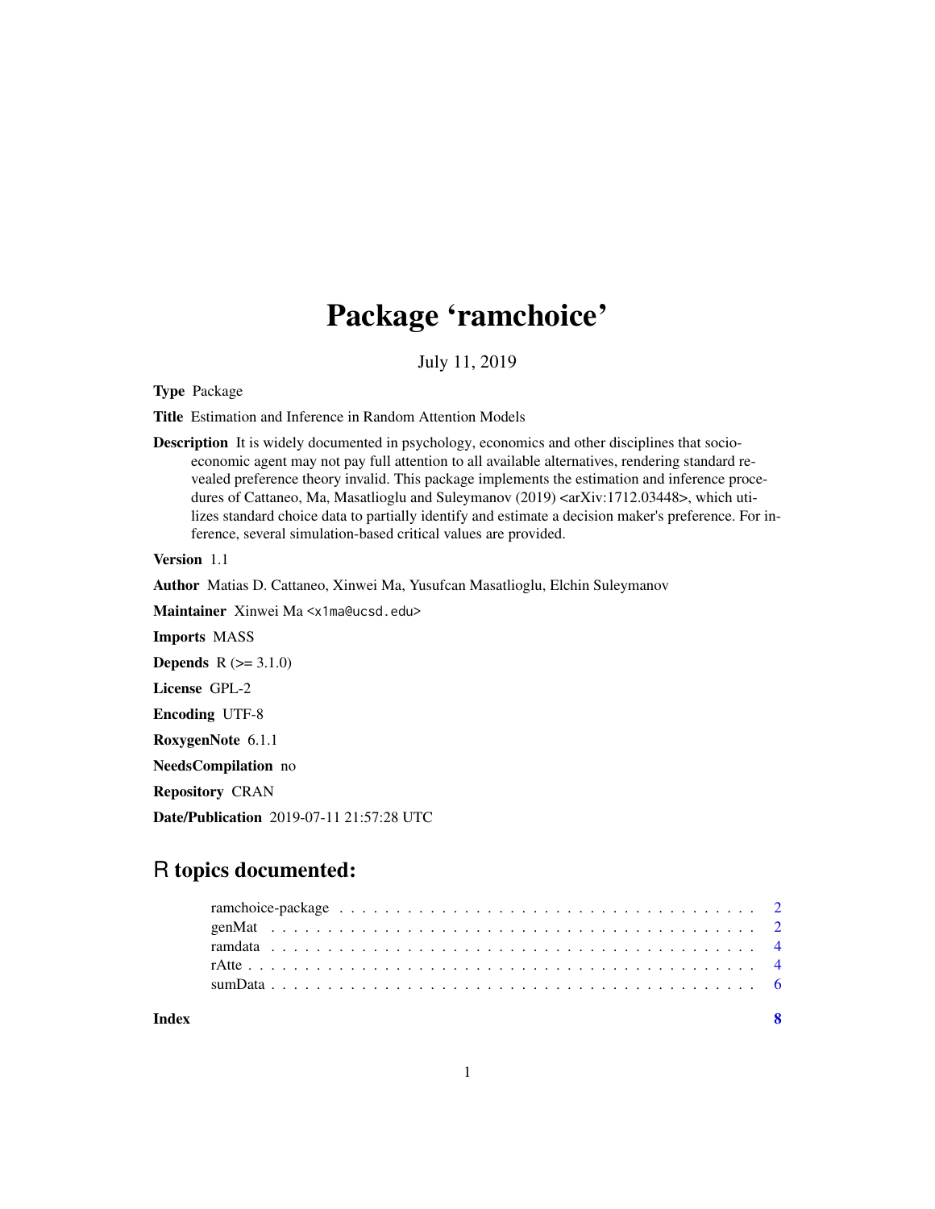# Package 'ramchoice'

July 11, 2019

**Type** Package

**Title** Estimation and Inference in Random Attention Models

**Description** It is widely documented in psychology, economics and other disciplines that socio-economic agent may not pay full attention to all available alternatives, rendering standard revealed preference theory invalid. This package implements the estimation and inference procedures of Cattaneo, Ma, Masatlioglu and Suleymanov (2019) <arXiv:1712.03448>, which utilizes standard choice data to partially identify and estimate a decision maker's preference. For inference, several simulation-based critical values are provided.

**Version** 1.1

**Author** Matias D. Cattaneo, Xinwei Ma, Yusufcan Masatlioglu, Elchin Suleymanov

**Maintainer** Xinwei Ma <x1ma@ucsd.edu>

**Imports** MASS

**Depends** R (>= 3.1.0)

**License** GPL-2

**Encoding** UTF-8

**RoxygenNote** 6.1.1

**NeedsCompilation** no

**Repository** CRAN

**Date/Publication** 2019-07-11 21:57:28 UTC

## R topics documented:

- ramchoice-package . . . . . . . . . . . . . . . . . . . . . . . . . . . . . . . . . . . . 2
- genMat . . . . . . . . . . . . . . . . . . . . . . . . . . . . . . . . . . . . . . . . . . 2
- ramdata . . . . . . . . . . . . . . . . . . . . . . . . . . . . . . . . . . . . . . . . . 4
- rAtte . . . . . . . . . . . . . . . . . . . . . . . . . . . . . . . . . . . . . . . . . . . 4
- sumData . . . . . . . . . . . . . . . . . . . . . . . . . . . . . . . . . . . . . . . . . 6

**Index** **8**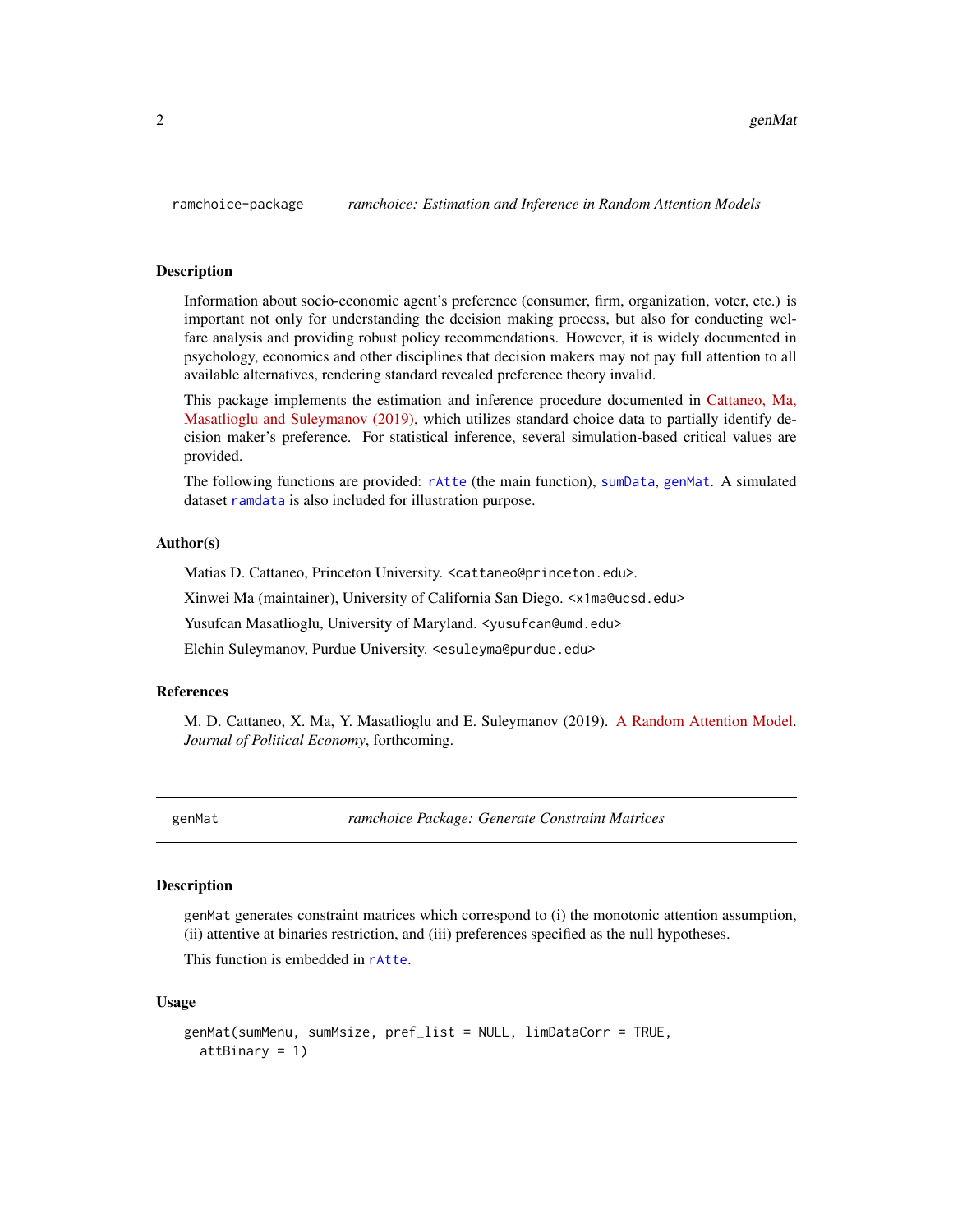## ramchoice-package — *ramchoice: Estimation and Inference in Random Attention Models*

### Description

Information about socio-economic agent's preference (consumer, firm, organization, voter, etc.) is important not only for understanding the decision making process, but also for conducting welfare analysis and providing robust policy recommendations. However, it is widely documented in psychology, economics and other disciplines that decision makers may not pay full attention to all available alternatives, rendering standard revealed preference theory invalid.

This package implements the estimation and inference procedure documented in Cattaneo, Ma, Masatlioglu and Suleymanov (2019), which utilizes standard choice data to partially identify decision maker's preference. For statistical inference, several simulation-based critical values are provided.

The following functions are provided: `rAtte` (the main function), `sumData`, `genMat`. A simulated dataset `ramdata` is also included for illustration purpose.

### Author(s)

Matias D. Cattaneo, Princeton University. <cattaneo@princeton.edu>.

Xinwei Ma (maintainer), University of California San Diego. <x1ma@ucsd.edu>

Yusufcan Masatlioglu, University of Maryland. <yusufcan@umd.edu>

Elchin Suleymanov, Purdue University. <esuleyma@purdue.edu>

### References

M. D. Cattaneo, X. Ma, Y. Masatlioglu and E. Suleymanov (2019). A Random Attention Model. *Journal of Political Economy*, forthcoming.

## genMat — *ramchoice Package: Generate Constraint Matrices*

### Description

`genMat` generates constraint matrices which correspond to (i) the monotonic attention assumption, (ii) attentive at binaries restriction, and (iii) preferences specified as the null hypotheses.

This function is embedded in `rAtte`.

### Usage

```
genMat(sumMenu, sumMsize, pref_list = NULL, limDataCorr = TRUE,
  attBinary = 1)
```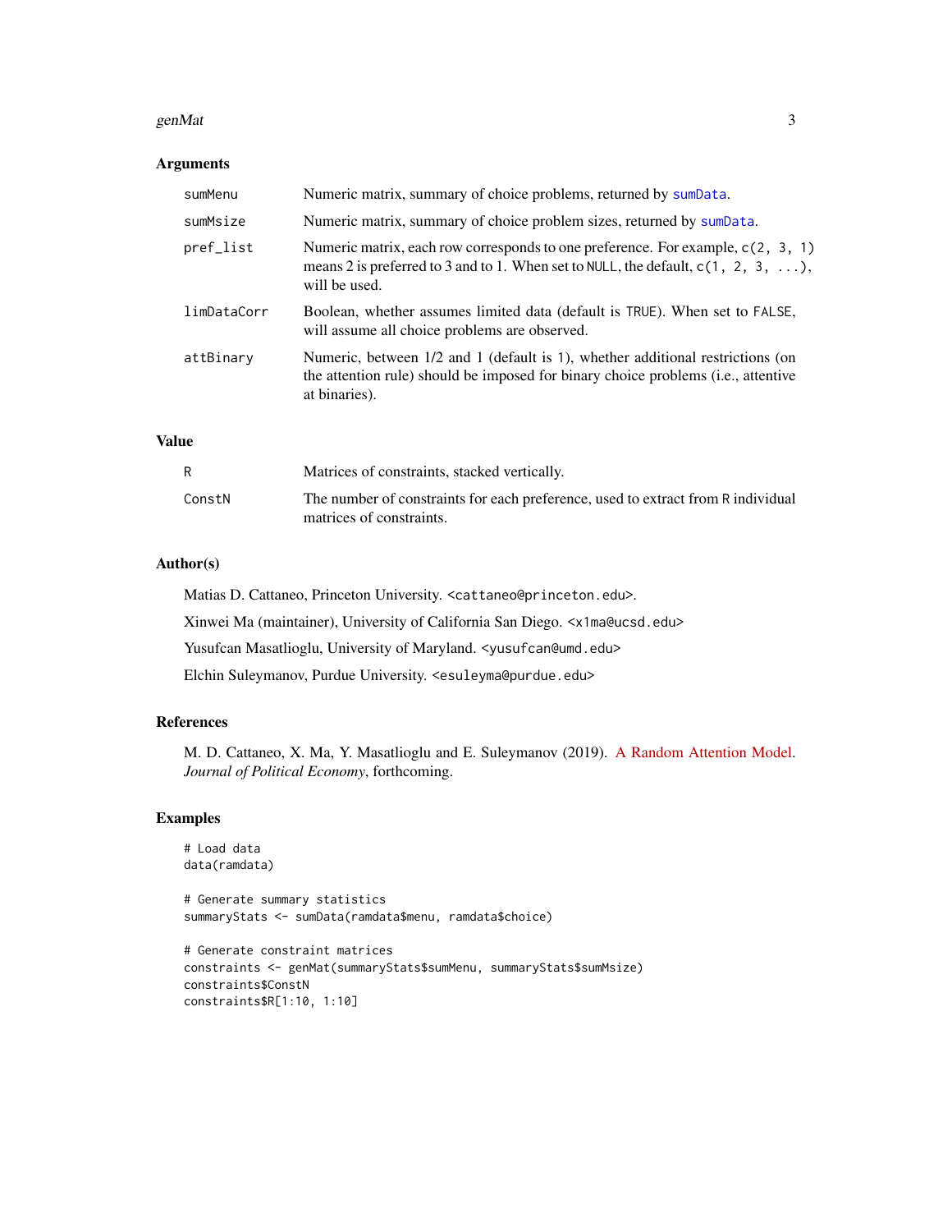## Arguments

| | |
|---|---|
| `sumMenu` | Numeric matrix, summary of choice problems, returned by `sumData`. |
| `sumMsize` | Numeric matrix, summary of choice problem sizes, returned by `sumData`. |
| `pref_list` | Numeric matrix, each row corresponds to one preference. For example, `c(2, 3, 1)` means 2 is preferred to 3 and to 1. When set to `NULL`, the default, `c(1, 2, 3, ...)`, will be used. |
| `limDataCorr` | Boolean, whether assumes limited data (default is `TRUE`). When set to `FALSE`, will assume all choice problems are observed. |
| `attBinary` | Numeric, between 1/2 and 1 (default is 1), whether additional restrictions (on the attention rule) should be imposed for binary choice problems (i.e., attentive at binaries). |

## Value

| | |
|---|---|
| `R` | Matrices of constraints, stacked vertically. |
| `ConstN` | The number of constraints for each preference, used to extract from `R` individual matrices of constraints. |

## Author(s)

Matias D. Cattaneo, Princeton University. <cattaneo@princeton.edu>.

Xinwei Ma (maintainer), University of California San Diego. <x1ma@ucsd.edu>

Yusufcan Masatlioglu, University of Maryland. <yusufcan@umd.edu>

Elchin Suleymanov, Purdue University. <esuleyma@purdue.edu>

## References

M. D. Cattaneo, X. Ma, Y. Masatlioglu and E. Suleymanov (2019). A Random Attention Model. *Journal of Political Economy*, forthcoming.

## Examples

```
# Load data
data(ramdata)

# Generate summary statistics
summaryStats <- sumData(ramdata$menu, ramdata$choice)

# Generate constraint matrices
constraints <- genMat(summaryStats$sumMenu, summaryStats$sumMsize)
constraints$ConstN
constraints$R[1:10, 1:10]
```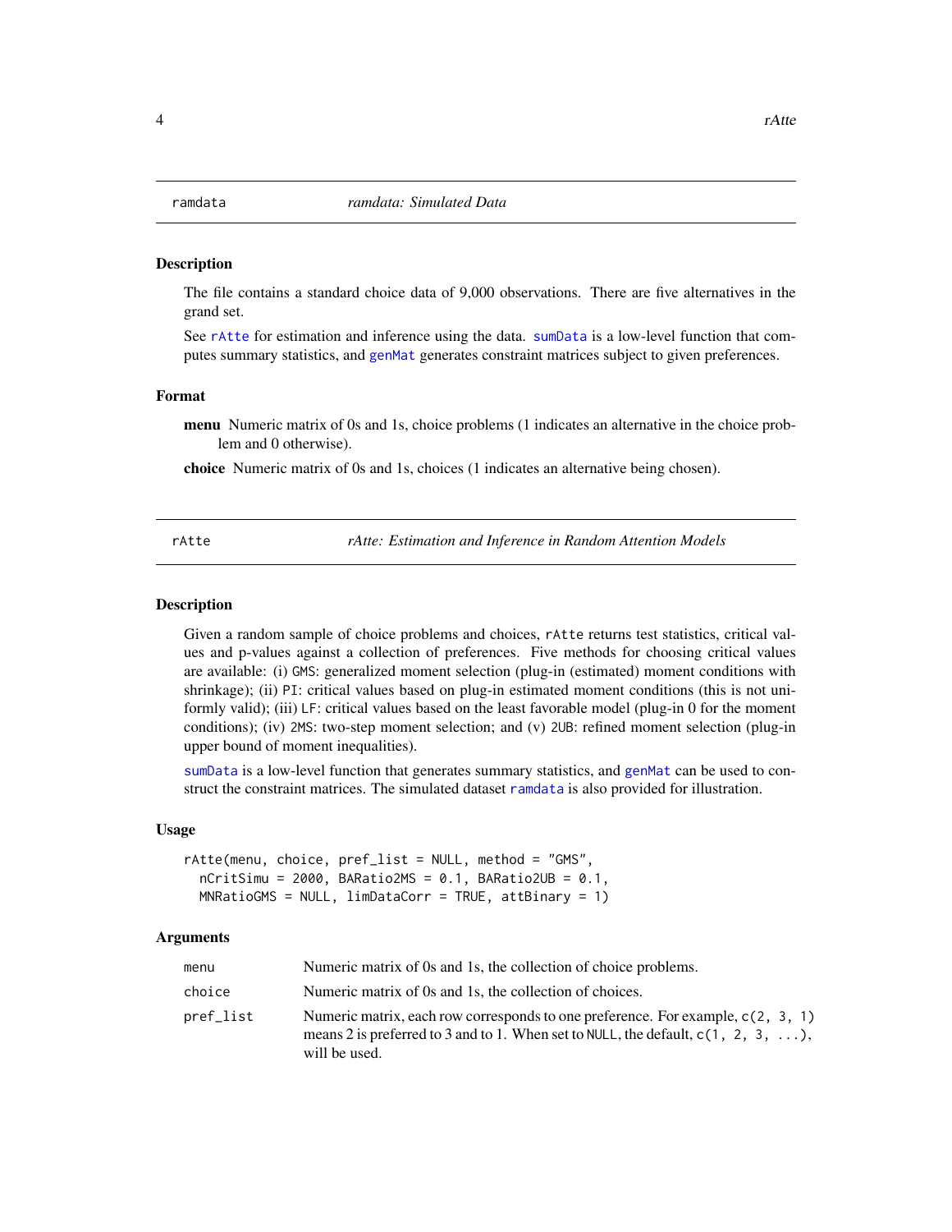## ramdata — *ramdata: Simulated Data*

### Description

The file contains a standard choice data of 9,000 observations. There are five alternatives in the grand set.

See rAtte for estimation and inference using the data. sumData is a low-level function that computes summary statistics, and genMat generates constraint matrices subject to given preferences.

### Format

**menu** Numeric matrix of 0s and 1s, choice problems (1 indicates an alternative in the choice problem and 0 otherwise).

**choice** Numeric matrix of 0s and 1s, choices (1 indicates an alternative being chosen).

## rAtte — *rAtte: Estimation and Inference in Random Attention Models*

### Description

Given a random sample of choice problems and choices, rAtte returns test statistics, critical values and p-values against a collection of preferences. Five methods for choosing critical values are available: (i) GMS: generalized moment selection (plug-in (estimated) moment conditions with shrinkage); (ii) PI: critical values based on plug-in estimated moment conditions (this is not uniformly valid); (iii) LF: critical values based on the least favorable model (plug-in 0 for the moment conditions); (iv) 2MS: two-step moment selection; and (v) 2UB: refined moment selection (plug-in upper bound of moment inequalities).

sumData is a low-level function that generates summary statistics, and genMat can be used to construct the constraint matrices. The simulated dataset ramdata is also provided for illustration.

### Usage

```
rAtte(menu, choice, pref_list = NULL, method = "GMS",
  nCritSimu = 2000, BARatio2MS = 0.1, BARatio2UB = 0.1,
  MNRatioGMS = NULL, limDataCorr = TRUE, attBinary = 1)
```

### Arguments

| Argument | Description |
|---|---|
| menu | Numeric matrix of 0s and 1s, the collection of choice problems. |
| choice | Numeric matrix of 0s and 1s, the collection of choices. |
| pref_list | Numeric matrix, each row corresponds to one preference. For example, c(2, 3, 1) means 2 is preferred to 3 and to 1. When set to NULL, the default, c(1, 2, 3, ...), will be used. |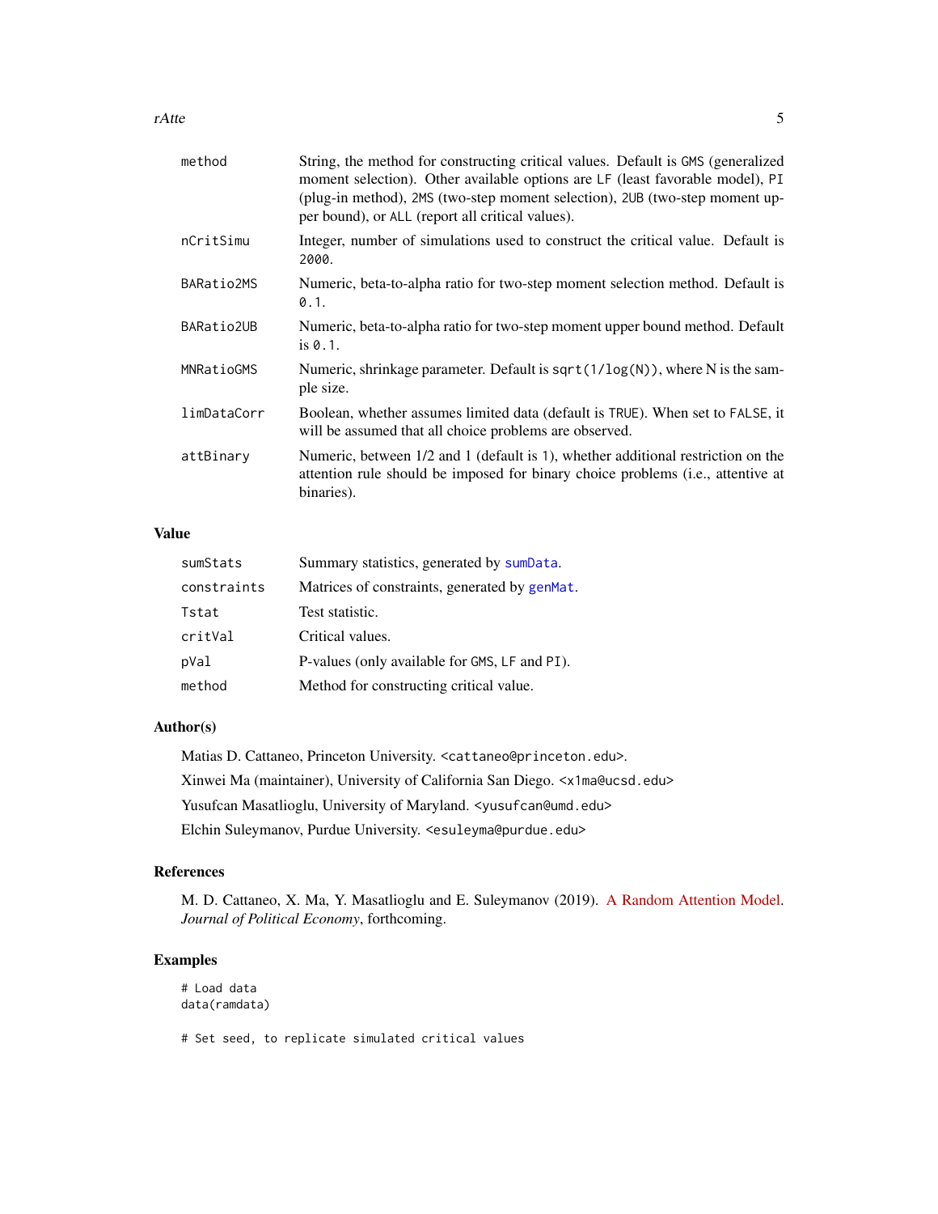| | |
|---|---|
| method | String, the method for constructing critical values. Default is GMS (generalized moment selection). Other available options are LF (least favorable model), PI (plug-in method), 2MS (two-step moment selection), 2UB (two-step moment upper bound), or ALL (report all critical values). |
| nCritSimu | Integer, number of simulations used to construct the critical value. Default is 2000. |
| BARatio2MS | Numeric, beta-to-alpha ratio for two-step moment selection method. Default is 0.1. |
| BARatio2UB | Numeric, beta-to-alpha ratio for two-step moment upper bound method. Default is 0.1. |
| MNRatioGMS | Numeric, shrinkage parameter. Default is sqrt(1/log(N)), where N is the sample size. |
| limDataCorr | Boolean, whether assumes limited data (default is TRUE). When set to FALSE, it will be assumed that all choice problems are observed. |
| attBinary | Numeric, between 1/2 and 1 (default is 1), whether additional restriction on the attention rule should be imposed for binary choice problems (i.e., attentive at binaries). |

## Value

| | |
|---|---|
| sumStats | Summary statistics, generated by sumData. |
| constraints | Matrices of constraints, generated by genMat. |
| Tstat | Test statistic. |
| critVal | Critical values. |
| pVal | P-values (only available for GMS, LF and PI). |
| method | Method for constructing critical value. |

## Author(s)

Matias D. Cattaneo, Princeton University. <cattaneo@princeton.edu>.

Xinwei Ma (maintainer), University of California San Diego. <x1ma@ucsd.edu>

Yusufcan Masatlioglu, University of Maryland. <yusufcan@umd.edu>

Elchin Suleymanov, Purdue University. <esuleyma@purdue.edu>

## References

M. D. Cattaneo, X. Ma, Y. Masatlioglu and E. Suleymanov (2019). A Random Attention Model. *Journal of Political Economy*, forthcoming.

## Examples

```
# Load data
data(ramdata)

# Set seed, to replicate simulated critical values
```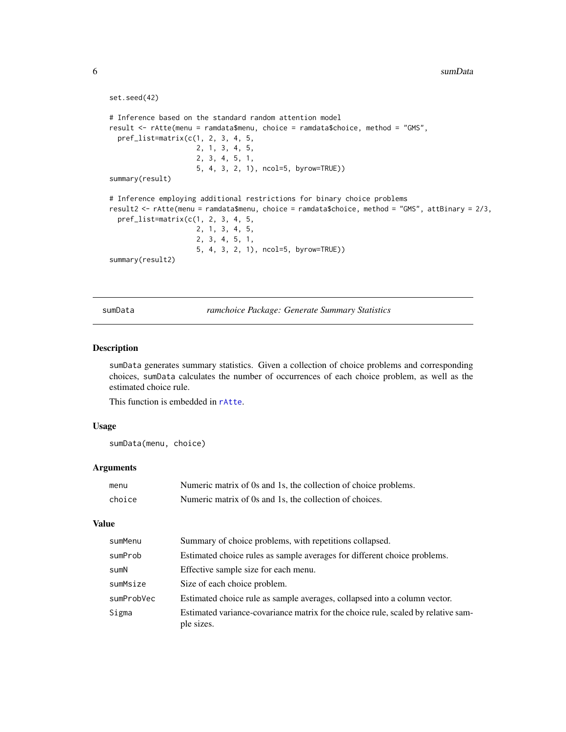```
set.seed(42)

# Inference based on the standard random attention model
result <- rAtte(menu = ramdata$menu, choice = ramdata$choice, method = "GMS",
  pref_list=matrix(c(1, 2, 3, 4, 5,
                     2, 1, 3, 4, 5,
                     2, 3, 4, 5, 1,
                     5, 4, 3, 2, 1), ncol=5, byrow=TRUE))
summary(result)

# Inference employing additional restrictions for binary choice problems
result2 <- rAtte(menu = ramdata$menu, choice = ramdata$choice, method = "GMS", attBinary = 2/3,
  pref_list=matrix(c(1, 2, 3, 4, 5,
                     2, 1, 3, 4, 5,
                     2, 3, 4, 5, 1,
                     5, 4, 3, 2, 1), ncol=5, byrow=TRUE))
summary(result2)
```

## sumData — *ramchoice Package: Generate Summary Statistics*

### Description

sumData generates summary statistics. Given a collection of choice problems and corresponding choices, sumData calculates the number of occurrences of each choice problem, as well as the estimated choice rule.

This function is embedded in rAtte.

### Usage

```
sumData(menu, choice)
```

### Arguments

| | |
|---|---|
| menu | Numeric matrix of 0s and 1s, the collection of choice problems. |
| choice | Numeric matrix of 0s and 1s, the collection of choices. |

### Value

| | |
|---|---|
| sumMenu | Summary of choice problems, with repetitions collapsed. |
| sumProb | Estimated choice rules as sample averages for different choice problems. |
| sumN | Effective sample size for each menu. |
| sumMsize | Size of each choice problem. |
| sumProbVec | Estimated choice rule as sample averages, collapsed into a column vector. |
| Sigma | Estimated variance-covariance matrix for the choice rule, scaled by relative sample sizes. |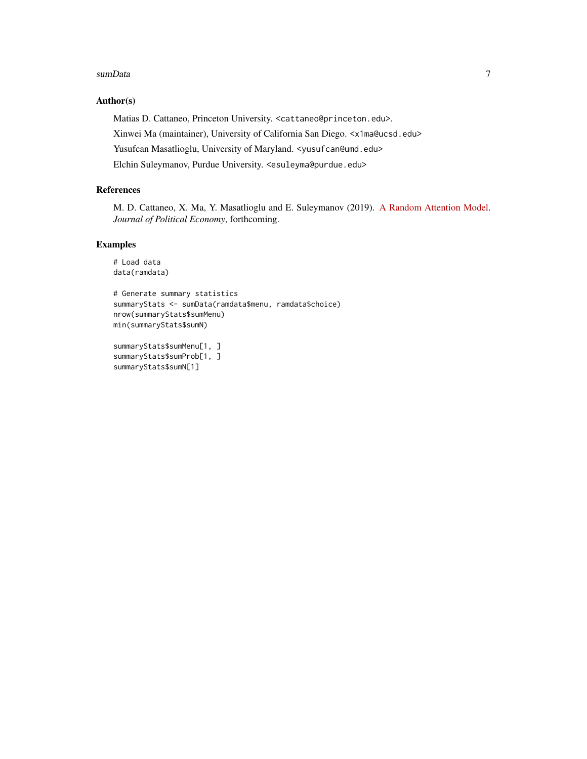## Author(s)

Matias D. Cattaneo, Princeton University. <cattaneo@princeton.edu>.

Xinwei Ma (maintainer), University of California San Diego. <x1ma@ucsd.edu>

Yusufcan Masatlioglu, University of Maryland. <yusufcan@umd.edu>

Elchin Suleymanov, Purdue University. <esuleyma@purdue.edu>

## References

M. D. Cattaneo, X. Ma, Y. Masatlioglu and E. Suleymanov (2019). A Random Attention Model. *Journal of Political Economy*, forthcoming.

## Examples

```
# Load data
data(ramdata)

# Generate summary statistics
summaryStats <- sumData(ramdata$menu, ramdata$choice)
nrow(summaryStats$sumMenu)
min(summaryStats$sumN)

summaryStats$sumMenu[1, ]
summaryStats$sumProb[1, ]
summaryStats$sumN[1]
```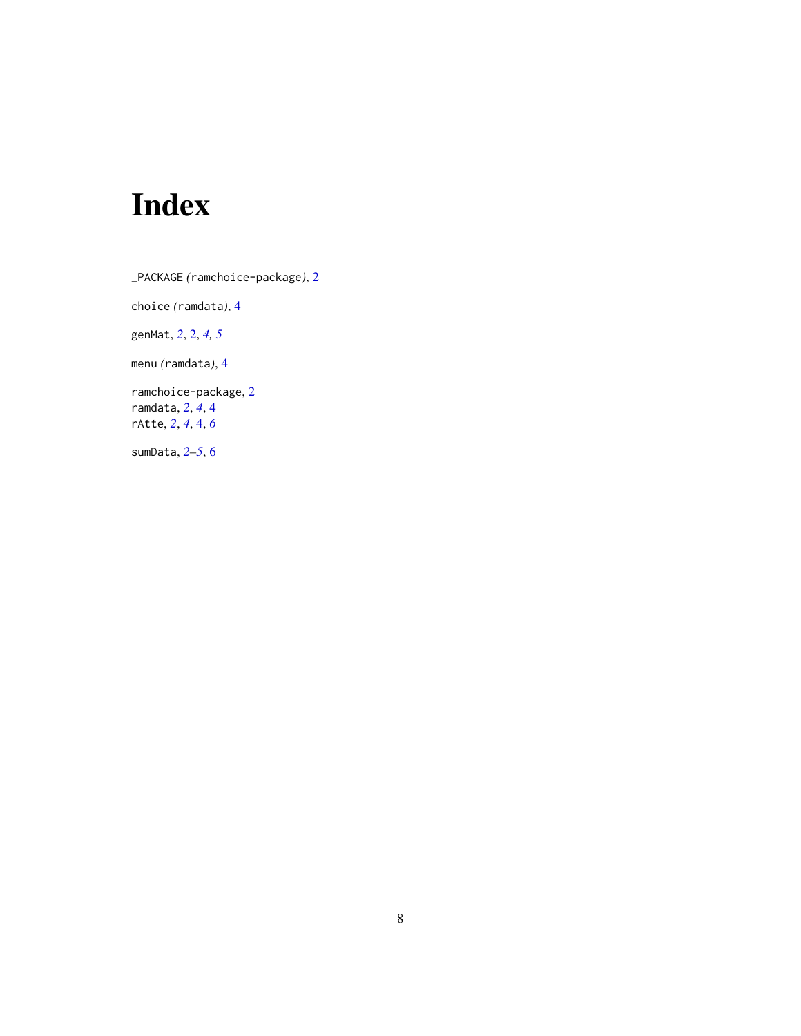# Index

_PACKAGE (ramchoice-package), 2

choice (ramdata), 4

genMat, *2*, 2, *4, 5*

menu (ramdata), 4

ramchoice-package, 2
ramdata, *2*, *4*, 4
rAtte, *2*, *4*, 4, *6*

sumData, *2–5*, 6